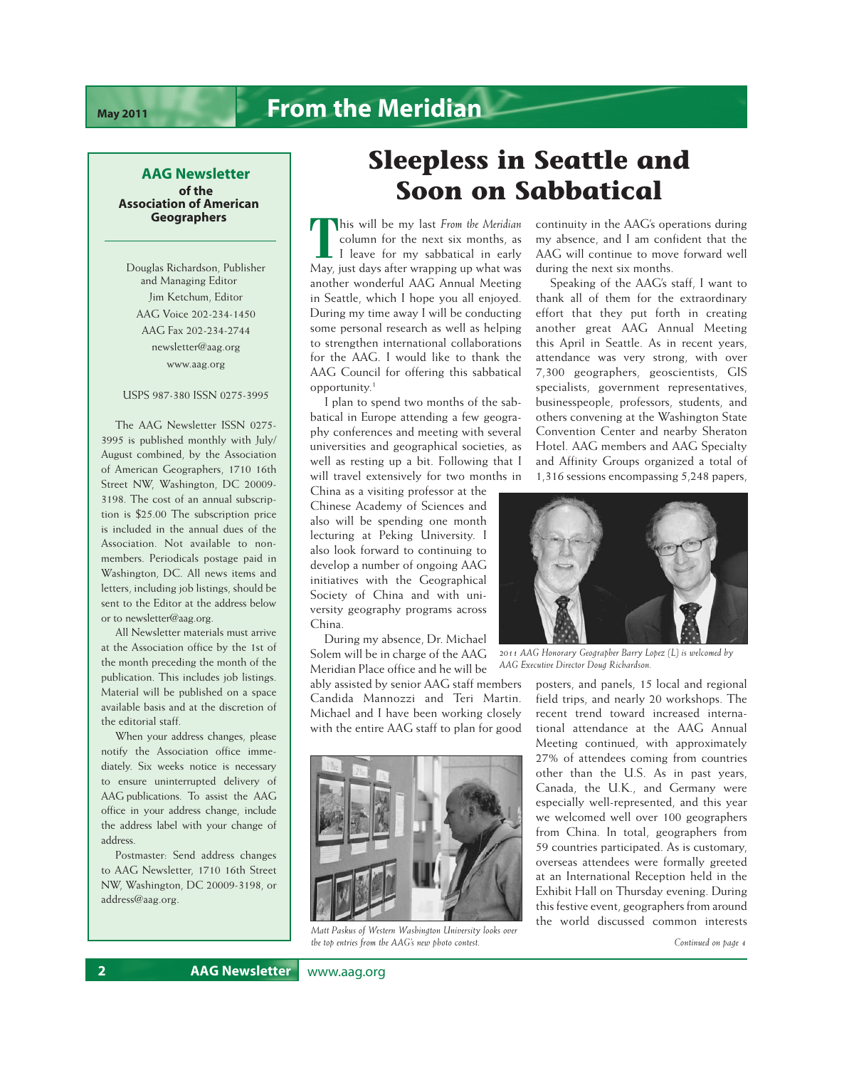# From the Meridian

**AAG Newsletter of the Association of American Geographers**

Douglas Richardson, Publisher and Managing Editor
Jim Ketchum, Editor
AAG Voice 202-234-1450
AAG Fax 202-234-2744
newsletter@aag.org
www.aag.org

USPS 987-380 ISSN 0275-3995

The AAG Newsletter ISSN 0275-3995 is published monthly with July/August combined, by the Association of American Geographers, 1710 16th Street NW, Washington, DC 20009-3198. The cost of an annual subscription is $25.00 The subscription price is included in the annual dues of the Association. Not available to non-members. Periodicals postage paid in Washington, DC. All news items and letters, including job listings, should be sent to the Editor at the address below or to newsletter@aag.org.

All Newsletter materials must arrive at the Association office by the 1st of the month preceding the month of the publication. This includes job listings. Material will be published on a space available basis and at the discretion of the editorial staff.

When your address changes, please notify the Association office immediately. Six weeks notice is necessary to ensure uninterrupted delivery of AAG publications. To assist the AAG office in your address change, include the address label with your change of address.

Postmaster: Send address changes to AAG Newsletter, 1710 16th Street NW, Washington, DC 20009-3198, or address@aag.org.

## Sleepless in Seattle and Soon on Sabbatical

This will be my last *From the Meridian* column for the next six months, as I leave for my sabbatical in early May, just days after wrapping up what was another wonderful AAG Annual Meeting in Seattle, which I hope you all enjoyed. During my time away I will be conducting some personal research as well as helping to strengthen international collaborations for the AAG. I would like to thank the AAG Council for offering this sabbatical opportunity.[1]

I plan to spend two months of the sabbatical in Europe attending a few geography conferences and meeting with several universities and geographical societies, as well as resting up a bit. Following that I will travel extensively for two months in China as a visiting professor at the Chinese Academy of Sciences and also will be spending one month lecturing at Peking University. I also look forward to continuing to develop a number of ongoing AAG initiatives with the Geographical Society of China and with university geography programs across China.

During my absence, Dr. Michael Solem will be in charge of the AAG Meridian Place office and he will be ably assisted by senior AAG staff members Candida Mannozzi and Teri Martin. Michael and I have been working closely with the entire AAG staff to plan for good continuity in the AAG's operations during my absence, and I am confident that the AAG will continue to move forward well during the next six months.

Speaking of the AAG's staff, I want to thank all of them for the extraordinary effort that they put forth in creating another great AAG Annual Meeting this April in Seattle. As in recent years, attendance was very strong, with over 7,300 geographers, geoscientists, GIS specialists, government representatives, businesspeople, professors, students, and others convening at the Washington State Convention Center and nearby Sheraton Hotel. AAG members and AAG Specialty and Affinity Groups organized a total of 1,316 sessions encompassing 5,248 papers, posters, and panels, 15 local and regional field trips, and nearly 20 workshops. The recent trend toward increased international attendance at the AAG Annual Meeting continued, with approximately 27% of attendees coming from countries other than the U.S. As in past years, Canada, the U.K., and Germany were especially well-represented, and this year we welcomed well over 100 geographers from China. In total, geographers from 59 countries participated. As is customary, overseas attendees were formally greeted at an International Reception held in the Exhibit Hall on Thursday evening. During this festive event, geographers from around the world discussed common interests

*2011 AAG Honorary Geographer Barry Lopez (L) is welcomed by AAG Executive Director Doug Richardson.*

*Matt Paskus of Western Washington University looks over the top entries from the AAG's new photo contest.*

*Continued on page 4*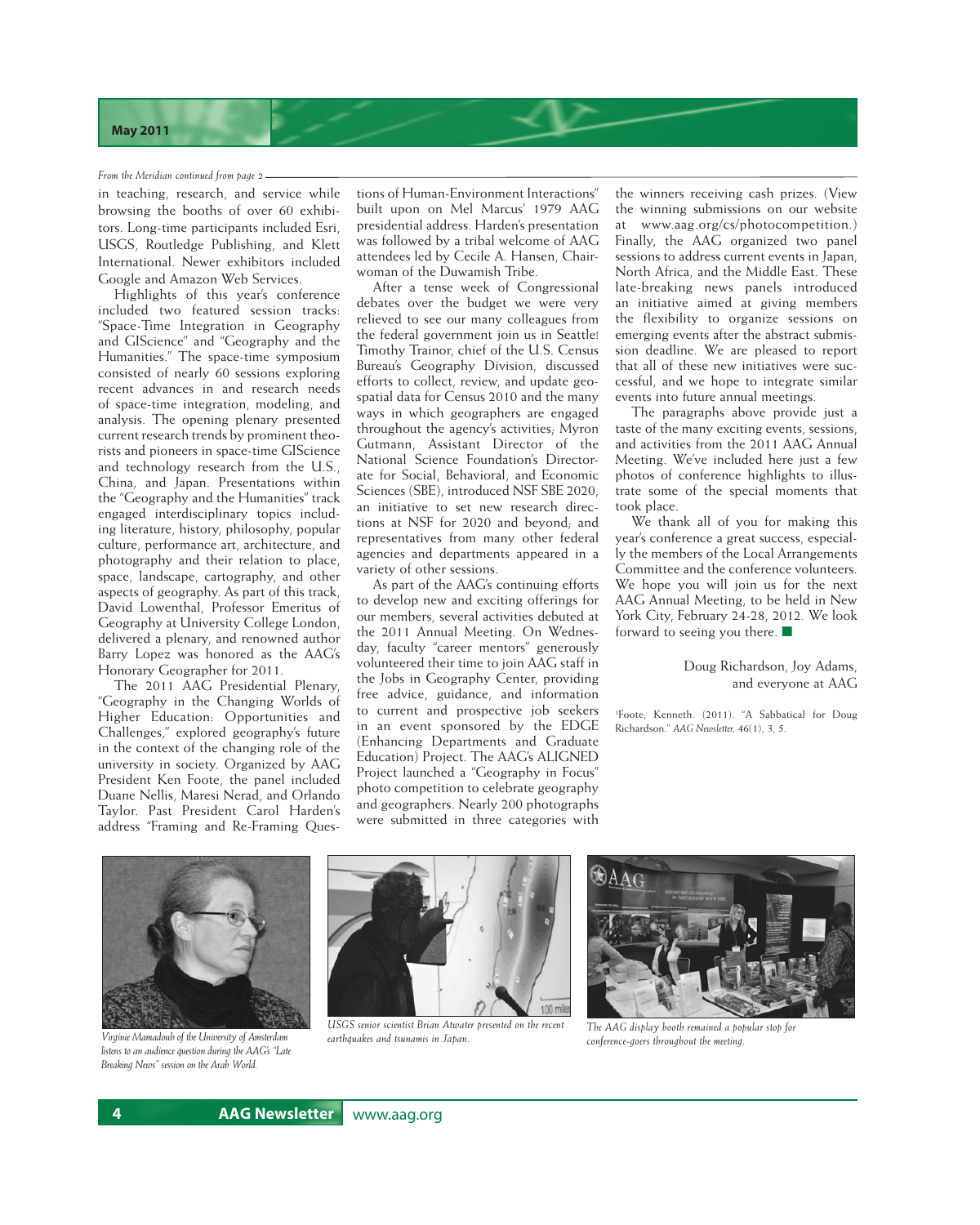*From the Meridian continued from page 2*

in teaching, research, and service while browsing the booths of over 60 exhibitors. Long-time participants included Esri, USGS, Routledge Publishing, and Klett International. Newer exhibitors included Google and Amazon Web Services.

Highlights of this year's conference included two featured session tracks: "Space-Time Integration in Geography and GIScience" and "Geography and the Humanities." The space-time symposium consisted of nearly 60 sessions exploring recent advances in and research needs of space-time integration, modeling, and analysis. The opening plenary presented current research trends by prominent theorists and pioneers in space-time GIScience and technology research from the U.S., China, and Japan. Presentations within the "Geography and the Humanities" track engaged interdisciplinary topics including literature, history, philosophy, popular culture, performance art, architecture, and photography and their relation to place, space, landscape, cartography, and other aspects of geography. As part of this track, David Lowenthal, Professor Emeritus of Geography at University College London, delivered a plenary, and renowned author Barry Lopez was honored as the AAG's Honorary Geographer for 2011.

The 2011 AAG Presidential Plenary, "Geography in the Changing Worlds of Higher Education: Opportunities and Challenges," explored geography's future in the context of the changing role of the university in society. Organized by AAG President Ken Foote, the panel included Duane Nellis, Maresi Nerad, and Orlando Taylor. Past President Carol Harden's address "Framing and Re-Framing Questions of Human-Environment Interactions" built upon on Mel Marcus' 1979 AAG presidential address. Harden's presentation was followed by a tribal welcome of AAG attendees led by Cecile A. Hansen, Chairwoman of the Duwamish Tribe.

After a tense week of Congressional debates over the budget we were very relieved to see our many colleagues from the federal government join us in Seattle! Timothy Trainor, chief of the U.S. Census Bureau's Geography Division, discussed efforts to collect, review, and update geospatial data for Census 2010 and the many ways in which geographers are engaged throughout the agency's activities; Myron Gutmann, Assistant Director of the National Science Foundation's Directorate for Social, Behavioral, and Economic Sciences (SBE), introduced NSF SBE 2020, an initiative to set new research directions at NSF for 2020 and beyond; and representatives from many other federal agencies and departments appeared in a variety of other sessions.

As part of the AAG's continuing efforts to develop new and exciting offerings for our members, several activities debuted at the 2011 Annual Meeting. On Wednesday, faculty "career mentors" generously volunteered their time to join AAG staff in the Jobs in Geography Center, providing free advice, guidance, and information to current and prospective job seekers in an event sponsored by the EDGE (Enhancing Departments and Graduate Education) Project. The AAG's ALIGNED Project launched a "Geography in Focus" photo competition to celebrate geography and geographers. Nearly 200 photographs were submitted in three categories with the winners receiving cash prizes. (View the winning submissions on our website at www.aag.org/cs/photocompetition.) Finally, the AAG organized two panel sessions to address current events in Japan, North Africa, and the Middle East. These late-breaking news panels introduced an initiative aimed at giving members the flexibility to organize sessions on emerging events after the abstract submission deadline. We are pleased to report that all of these new initiatives were successful, and we hope to integrate similar events into future annual meetings.

The paragraphs above provide just a taste of the many exciting events, sessions, and activities from the 2011 AAG Annual Meeting. We've included here just a few photos of conference highlights to illustrate some of the special moments that took place.

We thank all of you for making this year's conference a great success, especially the members of the Local Arrangements Committee and the conference volunteers. We hope you will join us for the next AAG Annual Meeting, to be held in New York City, February 24-28, 2012. We look forward to seeing you there. ■

Doug Richardson, Joy Adams,
and everyone at AAG

[1]Foote, Kenneth. (2011). "A Sabbatical for Doug Richardson." *AAG Newsletter,* 46(1), 3, 5.

*Virginie Mamadouh of the University of Amsterdam listens to an audience question during the AAG's "Late Breaking News" session on the Arab World.*

*USGS senior scientist Brian Atwater presented on the recent earthquakes and tsunamis in Japan.*

*The AAG display booth remained a popular stop for conference-goers throughout the meeting.*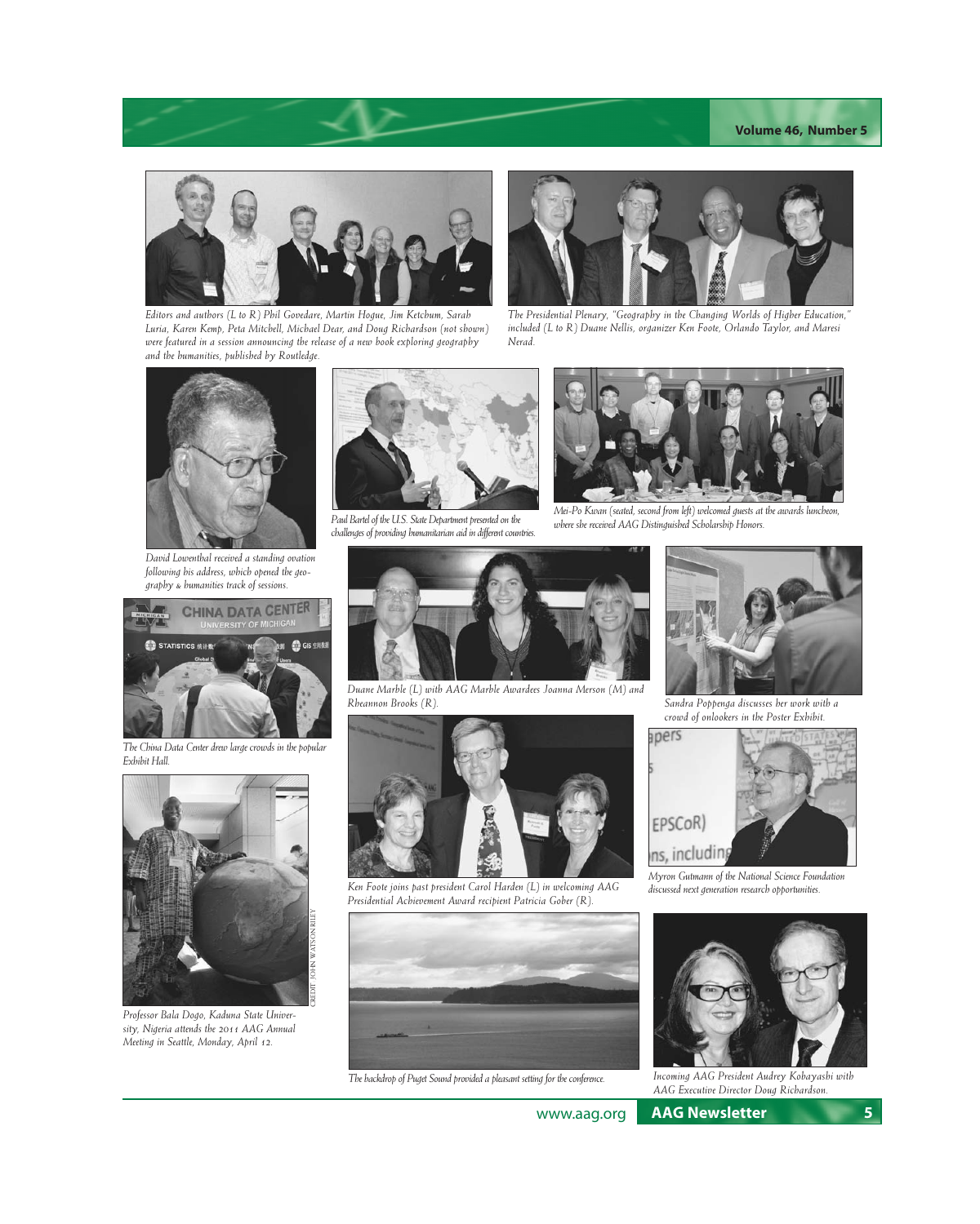Editors and authors (L to R) Phil Gooedare, Martin Hogue, Jim Ketchum, Sarah Luria, Karen Kemp, Peta Mitchell, Michael Dear, and Doug Richardson (not shown) were featured in a session announcing the release of a new book exploring geography and the humanities, published by Routledge.

The Presidential Plenary, "Geography in the Changing Worlds of Higher Education," included (L to R) Duane Nellis, organizer Ken Foote, Orlando Taylor, and Maresi Nerad.

David Lowenthal received a standing ovation following his address, which opened the geography & humanities track of sessions.

Paul Bartel of the U.S. State Department presented on the challenges of providing humanitarian aid in different countries.

Mei-Po Kwan (seated, second from left) welcomed guests at the awards luncheon, where she received AAG Distinguished Scholarship Honors.

The China Data Center drew large crowds in the popular Exhibit Hall.

Duane Marble (L) with AAG Marble Awardees Joanna Merson (M) and Rheannon Brooks (R).

Sandra Poppenga discusses her work with a crowd of onlookers in the Poster Exhibit.

Ken Foote joins past president Carol Harden (L) in welcoming AAG Presidential Achievement Award recipient Patricia Gober (R).

Myron Gutmann of the National Science Foundation discussed next generation research opportunities.

CREDIT: JOHN WATSON RILEY

Professor Bala Dogo, Kaduna State University, Nigeria attends the 2011 AAG Annual Meeting in Seattle, Monday, April 12.

The backdrop of Puget Sound provided a pleasant setting for the conference.

Incoming AAG President Audrey Kobayashi with AAG Executive Director Doug Richardson.